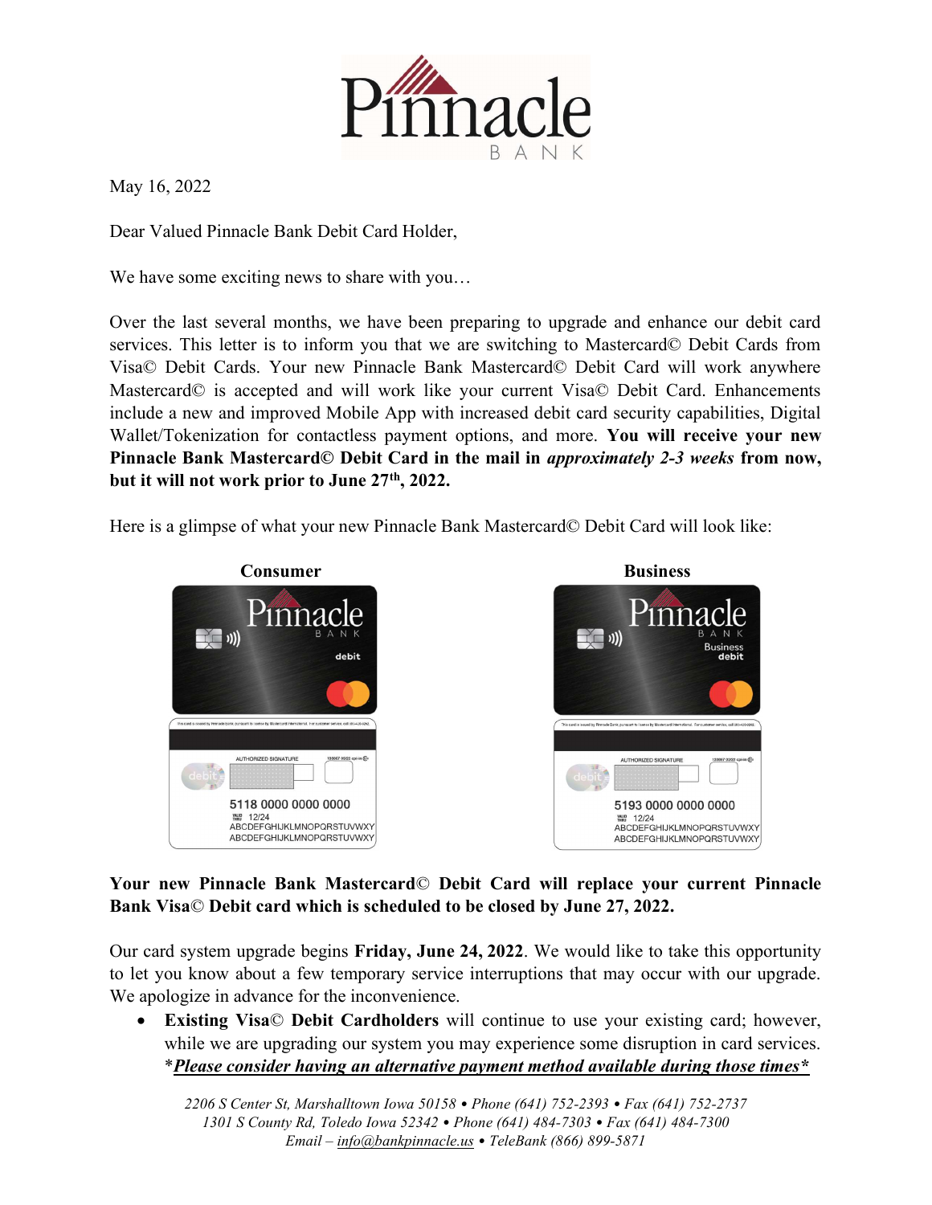Pinnacle

BANK

May 16, 2022

Dear Valued Pinnacle Bank Debit Card Holder,

We have some exciting news to share with you…

Over the last several months, we have been preparing to upgrade and enhance our debit card services. This letter is to inform you that we are switching to Mastercard© Debit Cards from Visa© Debit Cards. Your new Pinnacle Bank Mastercard© Debit Card will work anywhere Mastercard© is accepted and will work like your current Visa© Debit Card. Enhancements include a new and improved Mobile App with increased debit card security capabilities, Digital Wallet/Tokenization for contactless payment options, and more. **You will receive your new Pinnacle Bank Mastercard© Debit Card in the mail in *approximately 2-3 weeks* from now, but it will not work prior to June 27th, 2022.**

Here is a glimpse of what your new Pinnacle Bank Mastercard© Debit Card will look like:

**Consumer**

**Business**

**Your new Pinnacle Bank Mastercard© Debit Card will replace your current Pinnacle Bank Visa© Debit card which is scheduled to be closed by June 27, 2022.**

Our card system upgrade begins **Friday, June 24, 2022**. We would like to take this opportunity to let you know about a few temporary service interruptions that may occur with our upgrade. We apologize in advance for the inconvenience.

- **Existing Visa© Debit Cardholders** will continue to use your existing card; however, while we are upgrading our system you may experience some disruption in card services. *\****Please consider having an alternative payment method available during those times\****

*2206 S Center St, Marshalltown Iowa 50158 • Phone (641) 752-2393 • Fax (641) 752-2737*
*1301 S County Rd, Toledo Iowa 52342 • Phone (641) 484-7303 • Fax (641) 484-7300*
*Email – info@bankpinnacle.us • TeleBank (866) 899-5871*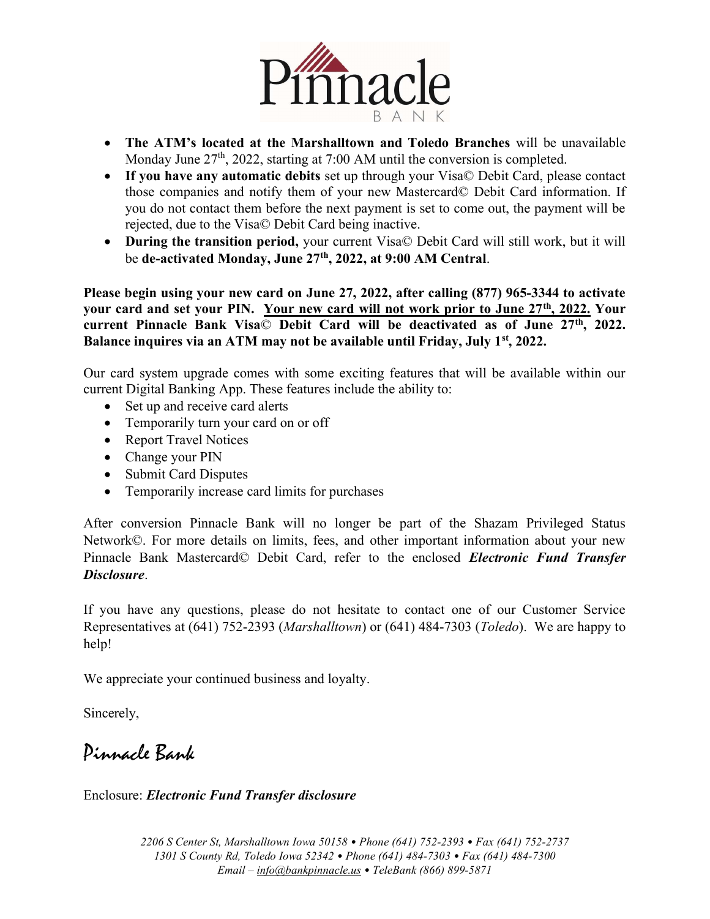Pinnacle BANK

- **The ATM's located at the Marshalltown and Toledo Branches** will be unavailable Monday June 27th, 2022, starting at 7:00 AM until the conversion is completed.
- **If you have any automatic debits** set up through your Visa© Debit Card, please contact those companies and notify them of your new Mastercard© Debit Card information. If you do not contact them before the next payment is set to come out, the payment will be rejected, due to the Visa© Debit Card being inactive.
- **During the transition period,** your current Visa© Debit Card will still work, but it will be **de-activated Monday, June 27th, 2022, at 9:00 AM Central**.

**Please begin using your new card on June 27, 2022, after calling (877) 965-3344 to activate your card and set your PIN. <u>Your new card will not work prior to June 27th, 2022.</u> Your current Pinnacle Bank Visa© Debit Card will be deactivated as of June 27th, 2022. Balance inquires via an ATM may not be available until Friday, July 1st, 2022.**

Our card system upgrade comes with some exciting features that will be available within our current Digital Banking App. These features include the ability to:

- Set up and receive card alerts
- Temporarily turn your card on or off
- Report Travel Notices
- Change your PIN
- Submit Card Disputes
- Temporarily increase card limits for purchases

After conversion Pinnacle Bank will no longer be part of the Shazam Privileged Status Network©. For more details on limits, fees, and other important information about your new Pinnacle Bank Mastercard© Debit Card, refer to the enclosed ***Electronic Fund Transfer Disclosure***.

If you have any questions, please do not hesitate to contact one of our Customer Service Representatives at (641) 752-2393 (*Marshalltown*) or (641) 484-7303 (*Toledo*). We are happy to help!

We appreciate your continued business and loyalty.

Sincerely,

Pinnacle Bank

Enclosure: ***Electronic Fund Transfer disclosure***

*2206 S Center St, Marshalltown Iowa 50158 • Phone (641) 752-2393 • Fax (641) 752-2737*
*1301 S County Rd, Toledo Iowa 52342 • Phone (641) 484-7303 • Fax (641) 484-7300*
*Email – info@bankpinnacle.us • TeleBank (866) 899-5871*